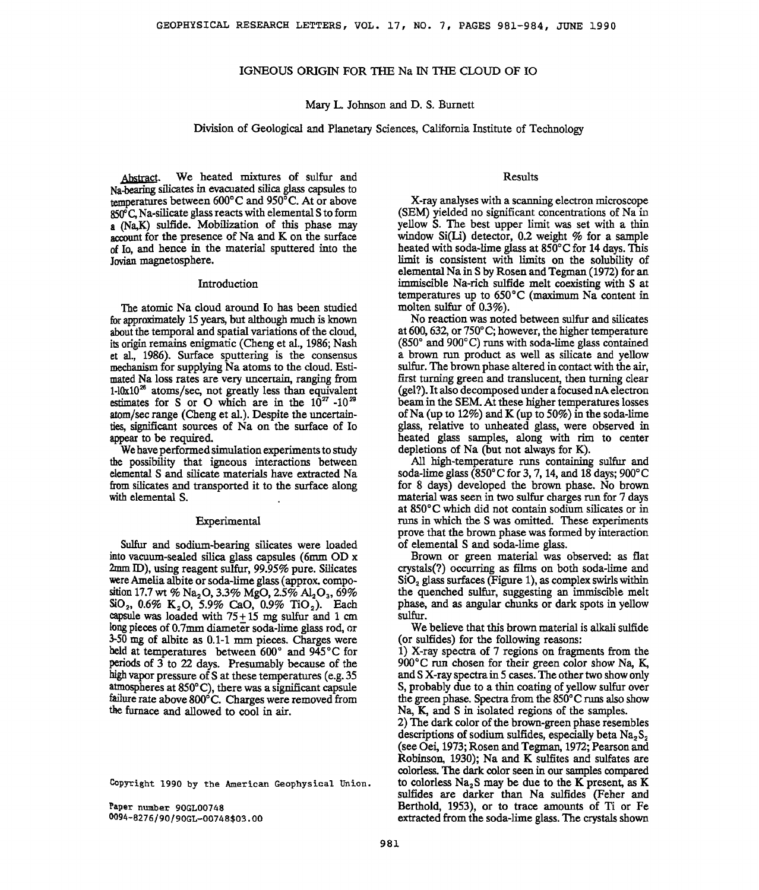# IGNEOUS ORIGIN FOR THE Na IN THE CLOUD OF IO

Mary L. Johnson and D. S. Burnett

Division of Geological and Planetary Sciences, California Institute of Technology

**Abstract.** We heated mixtures of sulfur and Na-bearing silicates in evacuated silica glass capsules to temperatures between 600°C and 950°C. At or above 850°C, Na-silicate glass reacts with elemental S to form a (Na,K) sulfide. Mobilization of this phase may account for the presence of Na and K on the surface of Io, and hence in the material sputtered into the Jovian magnetosphere.

## Introduction

The atomic Na cloud around Io has been studied for approximately 15 years, but although much is known about the temporal and spatial variations of the cloud, its origin remains enigmatic (Cheng et al., 1986; Nash et al., 1986). Surface sputtering is the consensus mechanism for supplying Na atoms to the cloud. Estimated Na loss rates are very uncertain, ranging from $1\text{-}10 \times 10^{26}$ atoms/sec, not greatly less than equivalent estimates for S or O which are in the $10^{27}$ -$10^{29}$ atom/sec range (Cheng et al.). Despite the uncertainties, significant sources of Na on the surface of Io appear to be required.

We have performed simulation experiments to study the possibility that igneous interactions between elemental S and silicate materials have extracted Na from silicates and transported it to the surface along with elemental S.

## Experimental

Sulfur and sodium-bearing silicates were loaded into vacuum-sealed silica glass capsules (6mm OD x 2mm ID), using reagent sulfur, 99.95% pure. Silicates were Amelia albite or soda-lime glass (approx. composition 17.7 wt % $Na_2O$, 3.3% MgO, 2.5% $Al_2O_3$, 69% $SiO_2$, 0.6% $K_2O$, 5.9% CaO, 0.9% $TiO_2$). Each capsule was loaded with $75 \pm 15$ mg sulfur and 1 cm long pieces of 0.7mm diameter soda-lime glass rod, or 3-50 mg of albite as 0.1-1 mm pieces. Charges were held at temperatures between 600° and 945°C for periods of 3 to 22 days. Presumably because of the high vapor pressure of S at these temperatures (e.g. 35 atmospheres at 850°C), there was a significant capsule failure rate above 800°C. Charges were removed from the furnace and allowed to cool in air.

Copyright 1990 by the American Geophysical Union.

Paper number 90GL00748
0094-8276/90/90GL-00748$03.00

## Results

X-ray analyses with a scanning electron microscope (SEM) yielded no significant concentrations of Na in yellow S. The best upper limit was set with a thin window Si(Li) detector, 0.2 weight % for a sample heated with soda-lime glass at 850°C for 14 days. This limit is consistent with limits on the solubility of elemental Na in S by Rosen and Tegman (1972) for an immiscible Na-rich sulfide melt coexisting with S at temperatures up to 650°C (maximum Na content in molten sulfur of 0.3%).

No reaction was noted between sulfur and silicates at 600, 632, or 750°C; however, the higher temperature (850° and 900°C) runs with soda-lime glass contained a brown run product as well as silicate and yellow sulfur. The brown phase altered in contact with the air, first turning green and translucent, then turning clear (gel?). It also decomposed under a focused nA electron beam in the SEM. At these higher temperatures losses of Na (up to 12%) and K (up to 50%) in the soda-lime glass, relative to unheated glass, were observed in heated glass samples, along with rim to center depletions of Na (but not always for K).

All high-temperature runs containing sulfur and soda-lime glass (850°C for 3, 7, 14, and 18 days; 900°C for 8 days) developed the brown phase. No brown material was seen in two sulfur charges run for 7 days at 850°C which did not contain sodium silicates or in runs in which the S was omitted. These experiments prove that the brown phase was formed by interaction of elemental S and soda-lime glass.

Brown or green material was observed: as flat crystals(?) occurring as films on both soda-lime and $SiO_2$ glass surfaces (Figure 1), as complex swirls within the quenched sulfur, suggesting an immiscible melt phase, and as angular chunks or dark spots in yellow sulfur.

We believe that this brown material is alkali sulfide (or sulfides) for the following reasons:

1) X-ray spectra of 7 regions on fragments from the 900°C run chosen for their green color show Na, K, and S X-ray spectra in 5 cases. The other two show only S, probably due to a thin coating of yellow sulfur over the green phase. Spectra from the 850°C runs also show Na, K, and S in isolated regions of the samples.

2) The dark color of the brown-green phase resembles descriptions of sodium sulfides, especially beta $Na_2S_2$ (see Oei, 1973; Rosen and Tegman, 1972; Pearson and Robinson, 1930); Na and K sulfites and sulfates are colorless. The dark color seen in our samples compared to colorless $Na_2S$ may be due to the K present, as K sulfides are darker than Na sulfides (Feher and Berthold, 1953), or to trace amounts of Ti or Fe extracted from the soda-lime glass. The crystals shown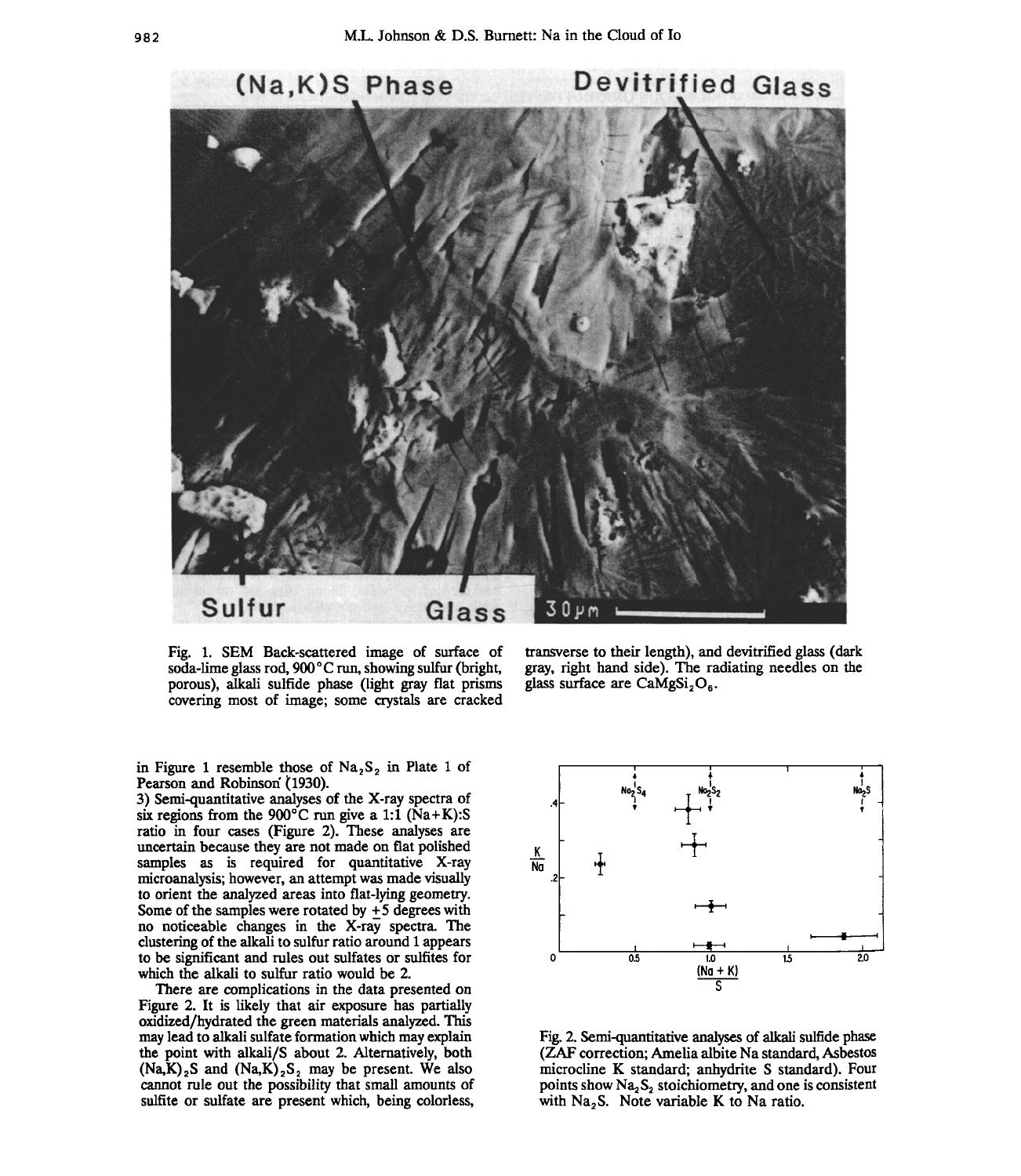Fig. 1. SEM Back-scattered image of surface of soda-lime glass rod, 900 °C run, showing sulfur (bright, porous), alkali sulfide phase (light gray flat prisms covering most of image; some crystals are cracked transverse to their length), and devitrified glass (dark gray, right hand side). The radiating needles on the glass surface are $CaMgSi_2O_6$.

in Figure 1 resemble those of $Na_2S_2$ in Plate 1 of Pearson and Robinson (1930).

3) Semi-quantitative analyses of the X-ray spectra of six regions from the 900°C run give a 1:1 (Na+K):S ratio in four cases (Figure 2). These analyses are uncertain because they are not made on flat polished samples as is required for quantitative X-ray microanalysis; however, an attempt was made visually to orient the analyzed areas into flat-lying geometry. Some of the samples were rotated by ±5 degrees with no noticeable changes in the X-ray spectra. The clustering of the alkali to sulfur ratio around 1 appears to be significant and rules out sulfates or sulfites for which the alkali to sulfur ratio would be 2.

There are complications in the data presented on Figure 2. It is likely that air exposure has partially oxidized/hydrated the green materials analyzed. This may lead to alkali sulfate formation which may explain the point with alkali/S about 2. Alternatively, both $(Na,K)_2S$ and $(Na,K)_2S_2$ may be present. We also cannot rule out the possibility that small amounts of sulfite or sulfate are present which, being colorless,

Fig. 2. Semi-quantitative analyses of alkali sulfide phase (ZAF correction; Amelia albite Na standard, Asbestos microcline K standard; anhydrite S standard). Four points show $Na_2S_2$ stoichiometry, and one is consistent with $Na_2S$. Note variable K to Na ratio.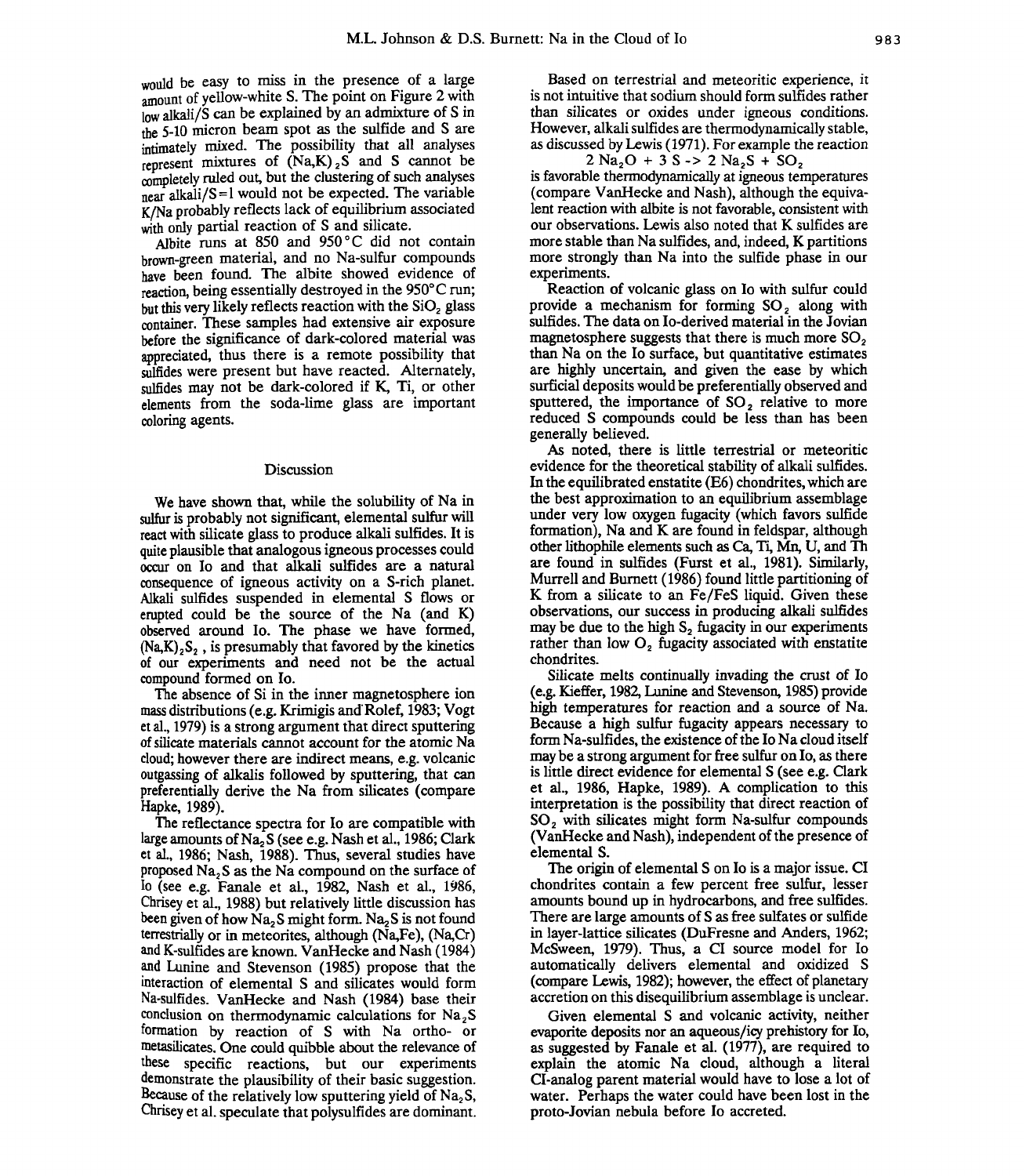would be easy to miss in the presence of a large amount of yellow-white S. The point on Figure 2 with low alkali/S can be explained by an admixture of S in the 5-10 micron beam spot as the sulfide and S are intimately mixed. The possibility that all analyses represent mixtures of $(Na,K)_2S$ and S cannot be completely ruled out, but the clustering of such analyses near alkali/S=1 would not be expected. The variable K/Na probably reflects lack of equilibrium associated with only partial reaction of S and silicate.

Albite runs at 850 and 950°C did not contain brown-green material, and no Na-sulfur compounds have been found. The albite showed evidence of reaction, being essentially destroyed in the 950°C run; but this very likely reflects reaction with the $SiO_2$ glass container. These samples had extensive air exposure before the significance of dark-colored material was appreciated, thus there is a remote possibility that sulfides were present but have reacted. Alternately, sulfides may not be dark-colored if K, Ti, or other elements from the soda-lime glass are important coloring agents.

## Discussion

We have shown that, while the solubility of Na in sulfur is probably not significant, elemental sulfur will react with silicate glass to produce alkali sulfides. It is quite plausible that analogous igneous processes could occur on Io and that alkali sulfides are a natural consequence of igneous activity on a S-rich planet. Alkali sulfides suspended in elemental S flows or erupted could be the source of the Na (and K) observed around Io. The phase we have formed, $(Na,K)_2S_2$, is presumably that favored by the kinetics of our experiments and need not be the actual compound formed on Io.

The absence of Si in the inner magnetosphere ion mass distributions (e.g. Krimigis and Rolef, 1983; Vogt et al., 1979) is a strong argument that direct sputtering of silicate materials cannot account for the atomic Na cloud; however there are indirect means, e.g. volcanic outgassing of alkalis followed by sputtering, that can preferentially derive the Na from silicates (compare Hapke, 1989).

The reflectance spectra for Io are compatible with large amounts of $Na_2S$ (see e.g. Nash et al., 1986; Clark et al., 1986; Nash, 1988). Thus, several studies have proposed $Na_2S$ as the Na compound on the surface of Io (see e.g. Fanale et al., 1982, Nash et al., 1986, Chrisey et al., 1988) but relatively little discussion has been given of how $Na_2S$ might form. $Na_2S$ is not found terrestrially or in meteorites, although (Na,Fe), (Na,Cr) and K-sulfides are known. VanHecke and Nash (1984) and Lunine and Stevenson (1985) propose that the interaction of elemental S and silicates would form Na-sulfides. VanHecke and Nash (1984) base their conclusion on thermodynamic calculations for $Na_2S$ formation by reaction of S with Na ortho- or metasilicates. One could quibble about the relevance of these specific reactions, but our experiments demonstrate the plausibility of their basic suggestion. Because of the relatively low sputtering yield of $Na_2S$, Chrisey et al. speculate that polysulfides are dominant.

Based on terrestrial and meteoritic experience, it is not intuitive that sodium should form sulfides rather than silicates or oxides under igneous conditions. However, alkali sulfides are thermodynamically stable, as discussed by Lewis (1971). For example the reaction

$$2\,Na_2O + 3\,S \rightarrow 2\,Na_2S + SO_2$$

is favorable thermodynamically at igneous temperatures (compare VanHecke and Nash), although the equivalent reaction with albite is not favorable, consistent with our observations. Lewis also noted that K sulfides are more stable than Na sulfides, and, indeed, K partitions more strongly than Na into the sulfide phase in our experiments.

Reaction of volcanic glass on Io with sulfur could provide a mechanism for forming $SO_2$ along with sulfides. The data on Io-derived material in the Jovian magnetosphere suggests that there is much more $SO_2$ than Na on the Io surface, but quantitative estimates are highly uncertain, and given the ease by which surficial deposits would be preferentially observed and sputtered, the importance of $SO_2$ relative to more reduced S compounds could be less than has been generally believed.

As noted, there is little terrestrial or meteoritic evidence for the theoretical stability of alkali sulfides. In the equilibrated enstatite (E6) chondrites, which are the best approximation to an equilibrium assemblage under very low oxygen fugacity (which favors sulfide formation), Na and K are found in feldspar, although other lithophile elements such as Ca, Ti, Mn, U, and Th are found in sulfides (Furst et al., 1981). Similarly, Murrell and Burnett (1986) found little partitioning of K from a silicate to an Fe/FeS liquid. Given these observations, our success in producing alkali sulfides may be due to the high $S_2$ fugacity in our experiments rather than low $O_2$ fugacity associated with enstatite chondrites.

Silicate melts continually invading the crust of Io (e.g. Kieffer, 1982, Lunine and Stevenson, 1985) provide high temperatures for reaction and a source of Na. Because a high sulfur fugacity appears necessary to form Na-sulfides, the existence of the Io Na cloud itself may be a strong argument for free sulfur on Io, as there is little direct evidence for elemental S (see e.g. Clark et al., 1986, Hapke, 1989). A complication to this interpretation is the possibility that direct reaction of $SO_2$ with silicates might form Na-sulfur compounds (VanHecke and Nash), independent of the presence of elemental S.

The origin of elemental S on Io is a major issue. CI chondrites contain a few percent free sulfur, lesser amounts bound up in hydrocarbons, and free sulfides. There are large amounts of S as free sulfates or sulfide in layer-lattice silicates (DuFresne and Anders, 1962; McSween, 1979). Thus, a CI source model for Io automatically delivers elemental and oxidized S (compare Lewis, 1982); however, the effect of planetary accretion on this disequilibrium assemblage is unclear.

Given elemental S and volcanic activity, neither evaporite deposits nor an aqueous/icy prehistory for Io, as suggested by Fanale et al. (1977), are required to explain the atomic Na cloud, although a literal CI-analog parent material would have to lose a lot of water. Perhaps the water could have been lost in the proto-Jovian nebula before Io accreted.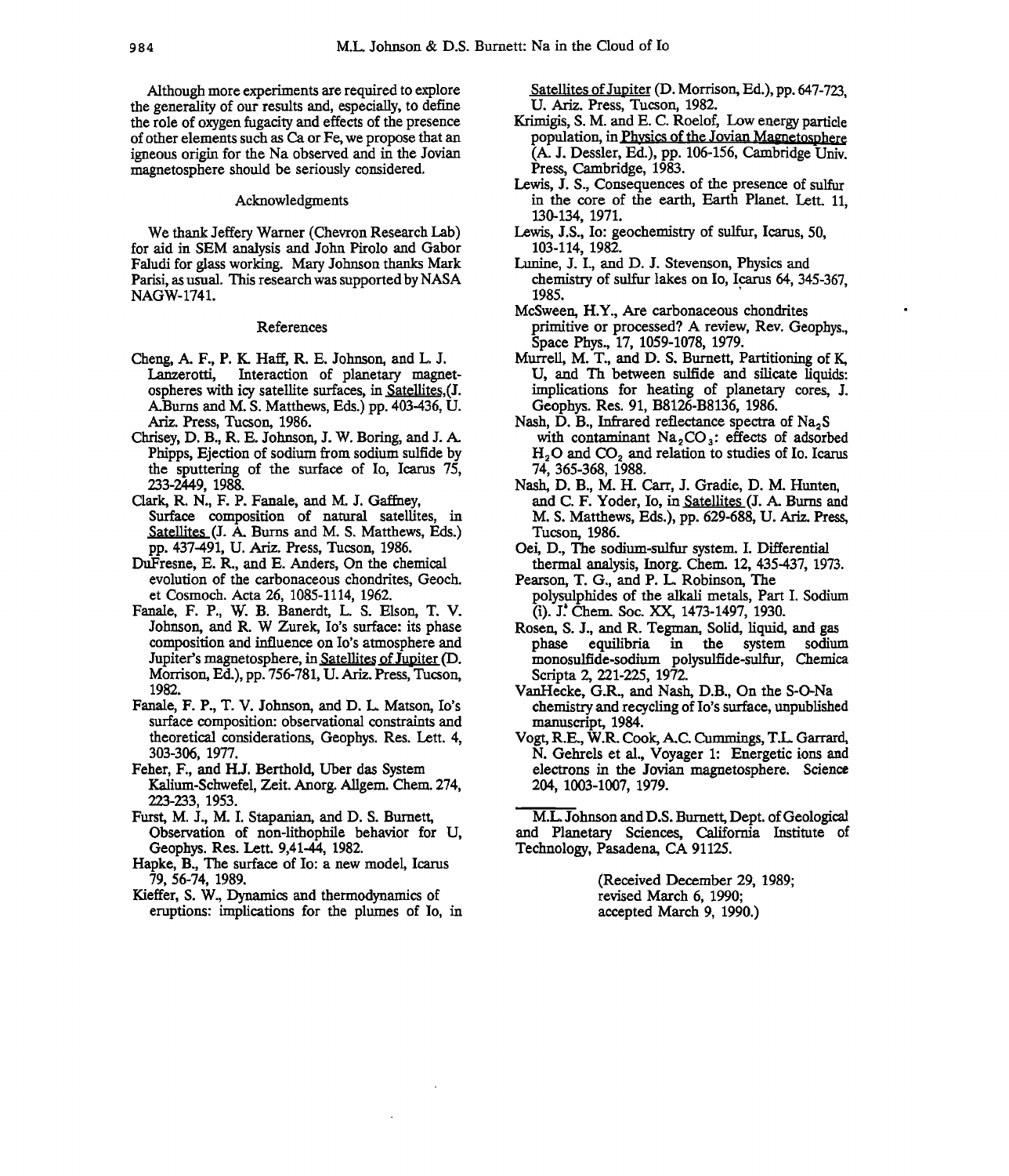Although more experiments are required to explore the generality of our results and, especially, to define the role of oxygen fugacity and effects of the presence of other elements such as Ca or Fe, we propose that an igneous origin for the Na observed and in the Jovian magnetosphere should be seriously considered.

## Acknowledgments

We thank Jeffery Warner (Chevron Research Lab) for aid in SEM analysis and John Pirolo and Gabor Faludi for glass working. Mary Johnson thanks Mark Parisi, as usual. This research was supported by NASA NAGW-1741.

## References

Cheng, A. F., P. K. Haff, R. E. Johnson, and L. J. Lanzerotti, Interaction of planetary magnetospheres with icy satellite surfaces, in Satellites,(J. A.Burns and M. S. Matthews, Eds.) pp. 403-436, U. Ariz. Press, Tucson, 1986.

Chrisey, D. B., R. E. Johnson, J. W. Boring, and J. A. Phipps, Ejection of sodium from sodium sulfide by the sputtering of the surface of Io, Icarus 75, 233-2449, 1988.

Clark, R. N., F. P. Fanale, and M. J. Gaffney, Surface composition of natural satellites, in Satellites (J. A. Burns and M. S. Matthews, Eds.) pp. 437-491, U. Ariz. Press, Tucson, 1986.

DuFresne, E. R., and E. Anders, On the chemical evolution of the carbonaceous chondrites, Geoch. et Cosmoch. Acta 26, 1085-1114, 1962.

Fanale, F. P., W. B. Banerdt, L. S. Elson, T. V. Johnson, and R. W Zurek, Io's surface: its phase composition and influence on Io's atmosphere and Jupiter's magnetosphere, in Satellites of Jupiter (D. Morrison, Ed.), pp. 756-781, U. Ariz. Press, Tucson, 1982.

Fanale, F. P., T. V. Johnson, and D. L. Matson, Io's surface composition: observational constraints and theoretical considerations, Geophys. Res. Lett. 4, 303-306, 1977.

Feher, F., and H.J. Berthold, Uber das System Kalium-Schwefel, Zeit. Anorg. Allgem. Chem. 274, 223-233, 1953.

Furst, M. J., M. I. Stapanian, and D. S. Burnett, Observation of non-lithophile behavior for U, Geophys. Res. Lett. 9,41-44, 1982.

Hapke, B., The surface of Io: a new model, Icarus 79, 56-74, 1989.

Kieffer, S. W., Dynamics and thermodynamics of eruptions: implications for the plumes of Io, in Satellites of Jupiter (D. Morrison, Ed.), pp. 647-723, U. Ariz. Press, Tucson, 1982.

Krimigis, S. M. and E. C. Roelof, Low energy particle population, in Physics of the Jovian Magnetosphere (A. J. Dessler, Ed.), pp. 106-156, Cambridge Univ. Press, Cambridge, 1983.

Lewis, J. S., Consequences of the presence of sulfur in the core of the earth, Earth Planet. Lett. 11, 130-134, 1971.

Lewis, J.S., Io: geochemistry of sulfur, Icarus, 50, 103-114, 1982.

Lunine, J. I., and D. J. Stevenson, Physics and chemistry of sulfur lakes on Io, Icarus 64, 345-367, 1985.

McSween, H.Y., Are carbonaceous chondrites primitive or processed? A review, Rev. Geophys., Space Phys., 17, 1059-1078, 1979.

Murrell, M. T., and D. S. Burnett, Partitioning of K, U, and Th between sulfide and silicate liquids: implications for heating of planetary cores, J. Geophys. Res. 91, B8126-B8136, 1986.

Nash, D. B., Infrared reflectance spectra of $Na_2S$ with contaminant $Na_2CO_3$: effects of adsorbed $H_2O$ and $CO_2$ and relation to studies of Io. Icarus 74, 365-368, 1988.

Nash, D. B., M. H. Carr, J. Gradie, D. M. Hunten, and C. F. Yoder, Io, in Satellites (J. A. Burns and M. S. Matthews, Eds.), pp. 629-688, U. Ariz. Press, Tucson, 1986.

Oei, D., The sodium-sulfur system. I. Differential thermal analysis, Inorg. Chem. 12, 435-437, 1973.

Pearson, T. G., and P. L. Robinson, The polysulphides of the alkali metals, Part I. Sodium (i). J. Chem. Soc. XX, 1473-1497, 1930.

Rosen, S. J., and R. Tegman, Solid, liquid, and gas phase equilibria in the system sodium monosulfide-sodium polysulfide-sulfur, Chemica Scripta 2, 221-225, 1972.

VanHecke, G.R., and Nash, D.B., On the S-O-Na chemistry and recycling of Io's surface, unpublished manuscript, 1984.

Vogt, R.E., W.R. Cook, A.C. Cummings, T.L. Garrard, N. Gehrels et al., Voyager 1: Energetic ions and electrons in the Jovian magnetosphere. Science 204, 1003-1007, 1979.

---

M.L. Johnson and D.S. Burnett, Dept. of Geological and Planetary Sciences, California Institute of Technology, Pasadena, CA 91125.

(Received December 29, 1989;
revised March 6, 1990;
accepted March 9, 1990.)